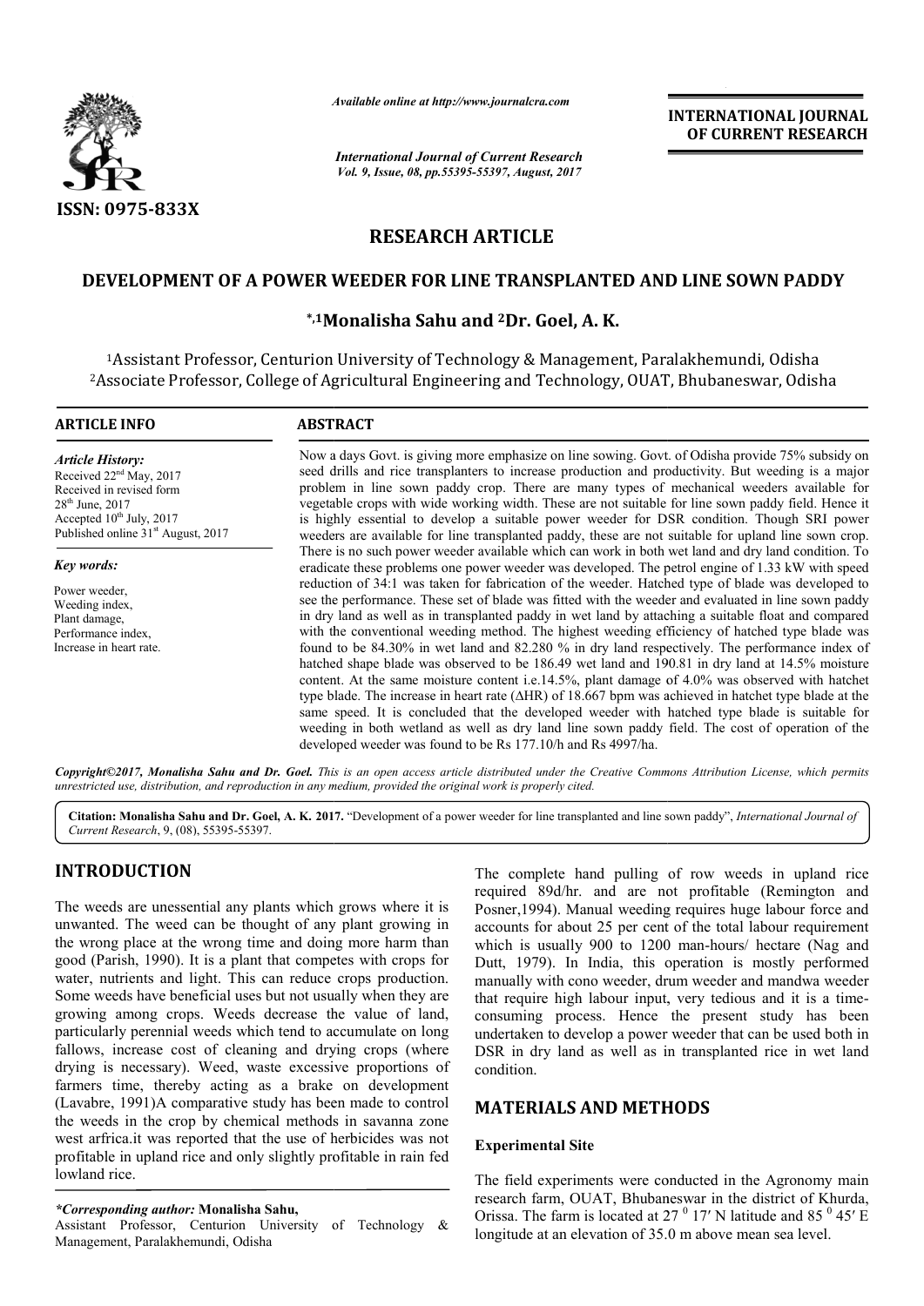*Available online at http://www.journalcra.com*

*International Journal of Current Research*
*Vol. 9, Issue, 08, pp.55395-55397, August, 2017*

**INTERNATIONAL JOURNAL OF CURRENT RESEARCH**

**ISSN: 0975-833X**

## RESEARCH ARTICLE

# DEVELOPMENT OF A POWER WEEDER FOR LINE TRANSPLANTED AND LINE SOWN PADDY

**\*,[1]Monalisha Sahu and [2]Dr. Goel, A. K.**

[1]Assistant Professor, Centurion University of Technology & Management, Paralakhemundi, Odisha
[2]Associate Professor, College of Agricultural Engineering and Technology, OUAT, Bhubaneswar, Odisha

**ARTICLE INFO**

*Article History:*
Received 22[nd] May, 2017
Received in revised form 28[th] June, 2017
Accepted 10[th] July, 2017
Published online 31[st] August, 2017

*Key words:*
Power weeder,
Weeding index,
Plant damage,
Performance index,
Increase in heart rate.

**ABSTRACT**

Now a days Govt. is giving more emphasize on line sowing. Govt. of Odisha provide 75% subsidy on seed drills and rice transplanters to increase production and productivity. But weeding is a major problem in line sown paddy crop. There are many types of mechanical weeders available for vegetable crops with wide working width. These are not suitable for line sown paddy field. Hence it is highly essential to develop a suitable power weeder for DSR condition. Though SRI power weeders are available for line transplanted paddy, these are not suitable for upland line sown crop. There is no such power weeder available which can work in both wet land and dry land condition. To eradicate these problems one power weeder was developed. The petrol engine of 1.33 kW with speed reduction of 34:1 was taken for fabrication of the weeder. Hatched type of blade was developed to see the performance. These set of blade was fitted with the weeder and evaluated in line sown paddy in dry land as well as in transplanted paddy in wet land by attaching a suitable float and compared with the conventional weeding method. The highest weeding efficiency of hatched type blade was found to be 84.30% in wet land and 82.280 % in dry land respectively. The performance index of hatched shape blade was observed to be 186.49 wet land and 190.81 in dry land at 14.5% moisture content. At the same moisture content i.e.14.5%, plant damage of 4.0% was observed with hatchet type blade. The increase in heart rate (ΔHR) of 18.667 bpm was achieved in hatchet type blade at the same speed. It is concluded that the developed weeder with hatched type blade is suitable for weeding in both wetland as well as dry land line sown paddy field. The cost of operation of the developed weeder was found to be Rs 177.10/h and Rs 4997/ha.

*Copyright©2017, Monalisha Sahu and Dr. Goel. This is an open access article distributed under the Creative Commons Attribution License, which permits unrestricted use, distribution, and reproduction in any medium, provided the original work is properly cited.*

**Citation: Monalisha Sahu and Dr. Goel, A. K. 2017.** "Development of a power weeder for line transplanted and line sown paddy", *International Journal of Current Research*, 9, (08), 55395-55397.

## INTRODUCTION

The weeds are unessential any plants which grows where it is unwanted. The weed can be thought of any plant growing in the wrong place at the wrong time and doing more harm than good (Parish, 1990). It is a plant that competes with crops for water, nutrients and light. This can reduce crops production. Some weeds have beneficial uses but not usually when they are growing among crops. Weeds decrease the value of land, particularly perennial weeds which tend to accumulate on long fallows, increase cost of cleaning and drying crops (where drying is necessary). Weed, waste excessive proportions of farmers time, thereby acting as a brake on development (Lavabre, 1991)A comparative study has been made to control the weeds in the crop by chemical methods in savanna zone west arfrica.it was reported that the use of herbicides was not profitable in upland rice and only slightly profitable in rain fed lowland rice.

The complete hand pulling of row weeds in upland rice required 89d/hr. and are not profitable (Remington and Posner,1994). Manual weeding requires huge labour force and accounts for about 25 per cent of the total labour requirement which is usually 900 to 1200 man-hours/ hectare (Nag and Dutt, 1979). In India, this operation is mostly performed manually with cono weeder, drum weeder and mandwa weeder that require high labour input, very tedious and it is a time-consuming process. Hence the present study has been undertaken to develop a power weeder that can be used both in DSR in dry land as well as in transplanted rice in wet land condition.

## MATERIALS AND METHODS

### Experimental Site

The field experiments were conducted in the Agronomy main research farm, OUAT, Bhubaneswar in the district of Khurda, Orissa. The farm is located at $27^{0}$ 17′ N latitude and $85^{0}$ 45′ E longitude at an elevation of 35.0 m above mean sea level.

*\*Corresponding author:* **Monalisha Sahu,**
Assistant Professor, Centurion University of Technology & Management, Paralakhemundi, Odisha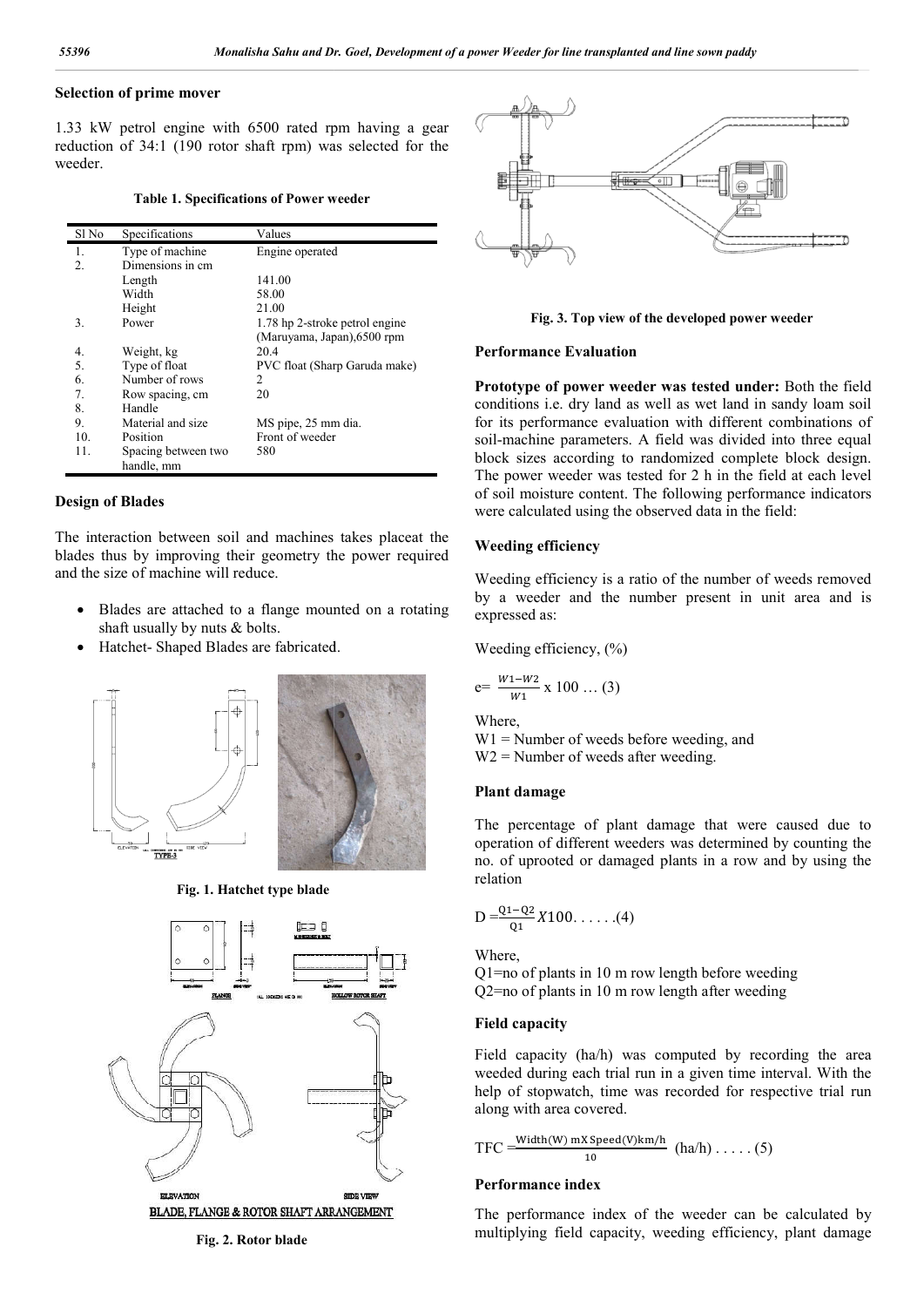## Selection of prime mover

1.33 kW petrol engine with 6500 rated rpm having a gear reduction of 34:1 (190 rotor shaft rpm) was selected for the weeder.

**Table 1. Specifications of Power weeder**

| Sl No | Specifications | Values |
|---|---|---|
| 1. | Type of machine | Engine operated |
| 2. | Dimensions in cm | |
| | Length | 141.00 |
| | Width | 58.00 |
| | Height | 21.00 |
| 3. | Power | 1.78 hp 2-stroke petrol engine (Maruyama, Japan),6500 rpm |
| 4. | Weight, kg | 20.4 |
| 5. | Type of float | PVC float (Sharp Garuda make) |
| 6. | Number of rows | 2 |
| 7. | Row spacing, cm | 20 |
| 8. | Handle | |
| 9. | Material and size | MS pipe, 25 mm dia. |
| 10. | Position | Front of weeder |
| 11. | Spacing between two handle, mm | 580 |

## Design of Blades

The interaction between soil and machines takes placeat the blades thus by improving their geometry the power required and the size of machine will reduce.

- Blades are attached to a flange mounted on a rotating shaft usually by nuts & bolts.
- Hatchet- Shaped Blades are fabricated.

Fig. 1. Hatchet type blade

Fig. 2. Rotor blade

Fig. 3. Top view of the developed power weeder

## Performance Evaluation

**Prototype of power weeder was tested under:** Both the field conditions i.e. dry land as well as wet land in sandy loam soil for its performance evaluation with different combinations of soil-machine parameters. A field was divided into three equal block sizes according to randomized complete block design. The power weeder was tested for 2 h in the field at each level of soil moisture content. The following performance indicators were calculated using the observed data in the field:

### Weeding efficiency

Weeding efficiency is a ratio of the number of weeds removed by a weeder and the number present in unit area and is expressed as:

Weeding efficiency, (%)

$$e= \frac{W1-W2}{W1} \times 100 \ldots (3)$$

Where,
W1 = Number of weeds before weeding, and
W2 = Number of weeds after weeding.

### Plant damage

The percentage of plant damage that were caused due to operation of different weeders was determined by counting the no. of uprooted or damaged plants in a row and by using the relation

$$D = \frac{Q1-Q2}{Q1} X100. \ldots\ldots (4)$$

Where,
Q1=no of plants in 10 m row length before weeding
Q2=no of plants in 10 m row length after weeding

### Field capacity

Field capacity (ha/h) was computed by recording the area weeded during each trial run in a given time interval. With the help of stopwatch, time was recorded for respective trial run along with area covered.

$$TFC = \frac{\text{Width(W) m} \times \text{Speed(V)km/h}}{10} \text{ (ha/h)} \ldots\ldots (5)$$

### Performance index

The performance index of the weeder can be calculated by multiplying field capacity, weeding efficiency, plant damage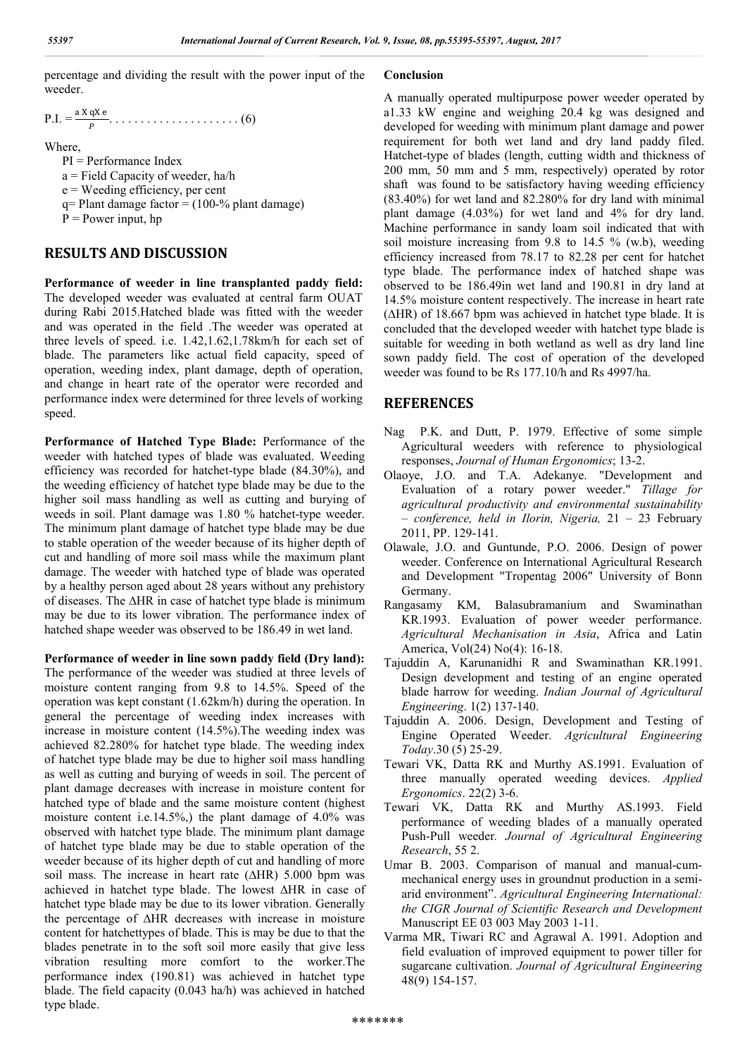percentage and dividing the result with the power input of the weeder.

$$P.I. = \frac{a \times q \times e}{P} \dots\dots\dots\dots\dots\dots\dots\dots\dots\dots (6)$$

Where,

PI = Performance Index
a = Field Capacity of weeder, ha/h
e = Weeding efficiency, per cent
q= Plant damage factor = (100-% plant damage)
P = Power input, hp

## RESULTS AND DISCUSSION

**Performance of weeder in line transplanted paddy field:** The developed weeder was evaluated at central farm OUAT during Rabi 2015.Hatched blade was fitted with the weeder and was operated in the field .The weeder was operated at three levels of speed. i.e. 1.42,1.62,1.78km/h for each set of blade. The parameters like actual field capacity, speed of operation, weeding index, plant damage, depth of operation, and change in heart rate of the operator were recorded and performance index were determined for three levels of working speed.

**Performance of Hatched Type Blade:** Performance of the weeder with hatched types of blade was evaluated. Weeding efficiency was recorded for hatchet-type blade (84.30%), and the weeding efficiency of hatchet type blade may be due to the higher soil mass handling as well as cutting and burying of weeds in soil. Plant damage was 1.80 % hatchet-type weeder. The minimum plant damage of hatchet type blade may be due to stable operation of the weeder because of its higher depth of cut and handling of more soil mass while the maximum plant damage. The weeder with hatched type of blade was operated by a healthy person aged about 28 years without any prehistory of diseases. The ∆HR in case of hatchet type blade is minimum may be due to its lower vibration. The performance index of hatched shape weeder was observed to be 186.49 in wet land.

**Performance of weeder in line sown paddy field (Dry land):** The performance of the weeder was studied at three levels of moisture content ranging from 9.8 to 14.5%. Speed of the operation was kept constant (1.62km/h) during the operation. In general the percentage of weeding index increases with increase in moisture content (14.5%).The weeding index was achieved 82.280% for hatchet type blade. The weeding index of hatchet type blade may be due to higher soil mass handling as well as cutting and burying of weeds in soil. The percent of plant damage decreases with increase in moisture content for hatched type of blade and the same moisture content (highest moisture content i.e.14.5%,) the plant damage of 4.0% was observed with hatchet type blade. The minimum plant damage of hatchet type blade may be due to stable operation of the weeder because of its higher depth of cut and handling of more soil mass. The increase in heart rate (∆HR) 5.000 bpm was achieved in hatchet type blade. The lowest ∆HR in case of hatchet type blade may be due to its lower vibration. Generally the percentage of ∆HR decreases with increase in moisture content for hatchettypes of blade. This is may be due to that the blades penetrate in to the soft soil more easily that give less vibration resulting more comfort to the worker.The performance index (190.81) was achieved in hatchet type blade. The field capacity (0.043 ha/h) was achieved in hatched type blade.

### Conclusion

A manually operated multipurpose power weeder operated by a1.33 kW engine and weighing 20.4 kg was designed and developed for weeding with minimum plant damage and power requirement for both wet land and dry land paddy filed. Hatchet-type of blades (length, cutting width and thickness of 200 mm, 50 mm and 5 mm, respectively) operated by rotor shaft was found to be satisfactory having weeding efficiency (83.40%) for wet land and 82.280% for dry land with minimal plant damage (4.03%) for wet land and 4% for dry land. Machine performance in sandy loam soil indicated that with soil moisture increasing from 9.8 to 14.5 % (w.b), weeding efficiency increased from 78.17 to 82.28 per cent for hatchet type blade. The performance index of hatched shape was observed to be 186.49in wet land and 190.81 in dry land at 14.5% moisture content respectively. The increase in heart rate (∆HR) of 18.667 bpm was achieved in hatchet type blade. It is concluded that the developed weeder with hatchet type blade is suitable for weeding in both wetland as well as dry land line sown paddy field. The cost of operation of the developed weeder was found to be Rs 177.10/h and Rs 4997/ha.

## REFERENCES

Nag P.K. and Dutt, P. 1979. Effective of some simple Agricultural weeders with reference to physiological responses, *Journal of Human Ergonomics*; 13-2.

Olaoye, J.O. and T.A. Adekanye. "Development and Evaluation of a rotary power weeder." *Tillage for agricultural productivity and environmental sustainability – conference, held in Ilorin, Nigeria,* 21 – 23 February 2011, PP. 129-141.

Olawale, J.O. and Guntunde, P.O. 2006. Design of power weeder. Conference on International Agricultural Research and Development "Tropentag 2006" University of Bonn Germany.

Rangasamy KM, Balasubramanium and Swaminathan KR.1993. Evaluation of power weeder performance. *Agricultural Mechanisation in Asia*, Africa and Latin America, Vol(24) No(4): 16-18.

Tajuddin A, Karunanidhi R and Swaminathan KR.1991. Design development and testing of an engine operated blade harrow for weeding. *Indian Journal of Agricultural Engineering*. 1(2) 137-140.

Tajuddin A. 2006. Design, Development and Testing of Engine Operated Weeder. *Agricultural Engineering Today*.30 (5) 25-29.

Tewari VK, Datta RK and Murthy AS.1991. Evaluation of three manually operated weeding devices. *Applied Ergonomics*. 22(2) 3-6.

Tewari VK, Datta RK and Murthy AS.1993. Field performance of weeding blades of a manually operated Push-Pull weeder*. Journal of Agricultural Engineering Research*, 55 2.

Umar B. 2003. Comparison of manual and manual-cum-mechanical energy uses in groundnut production in a semi-arid environment". *Agricultural Engineering International: the CIGR Journal of Scientific Research and Development* Manuscript EE 03 003 May 2003 1-11.

Varma MR, Tiwari RC and Agrawal A. 1991. Adoption and field evaluation of improved equipment to power tiller for sugarcane cultivation. *Journal of Agricultural Engineering* 48(9) 154-157.

*******